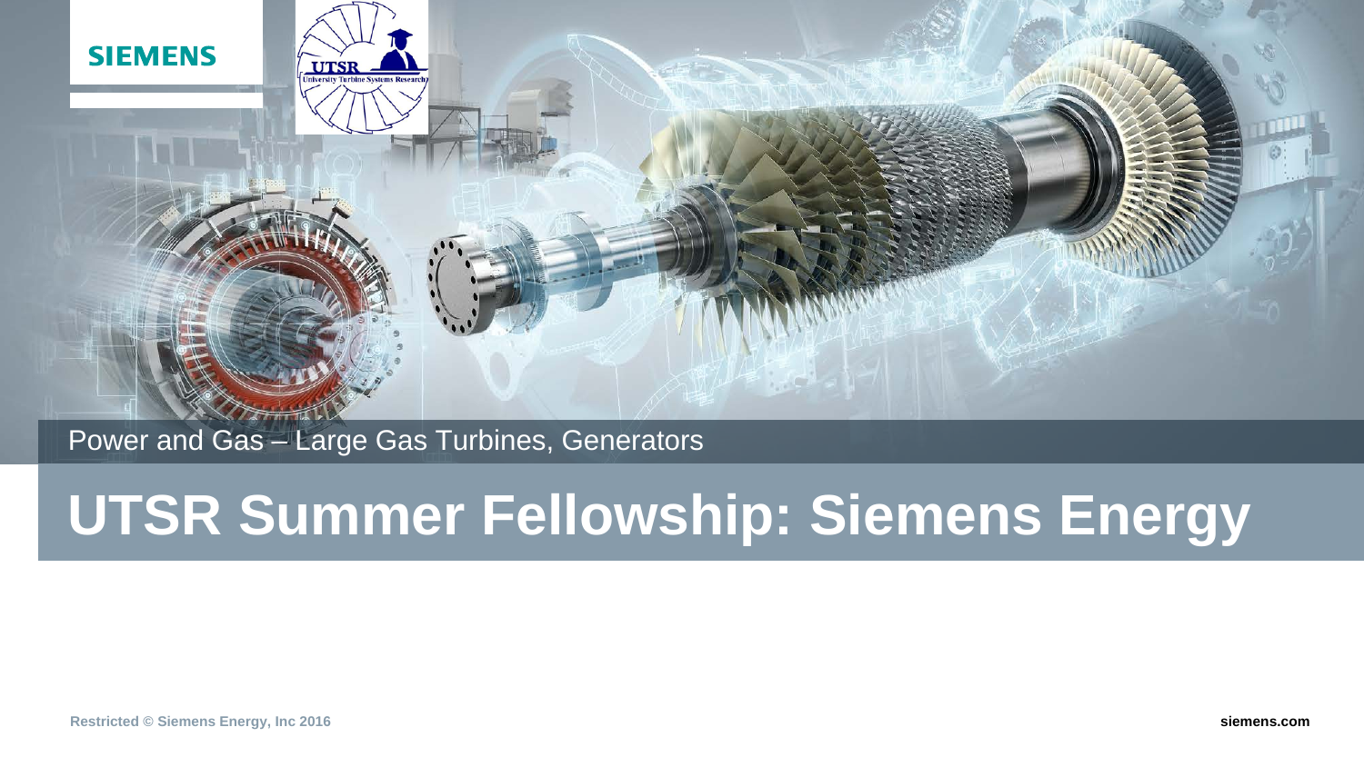Power and Gas – Large Gas Turbines, Generators

# UTSR Summer Fellowship: Siemens Energy

Restricted © Siemens Energy, Inc 2016

siemens.com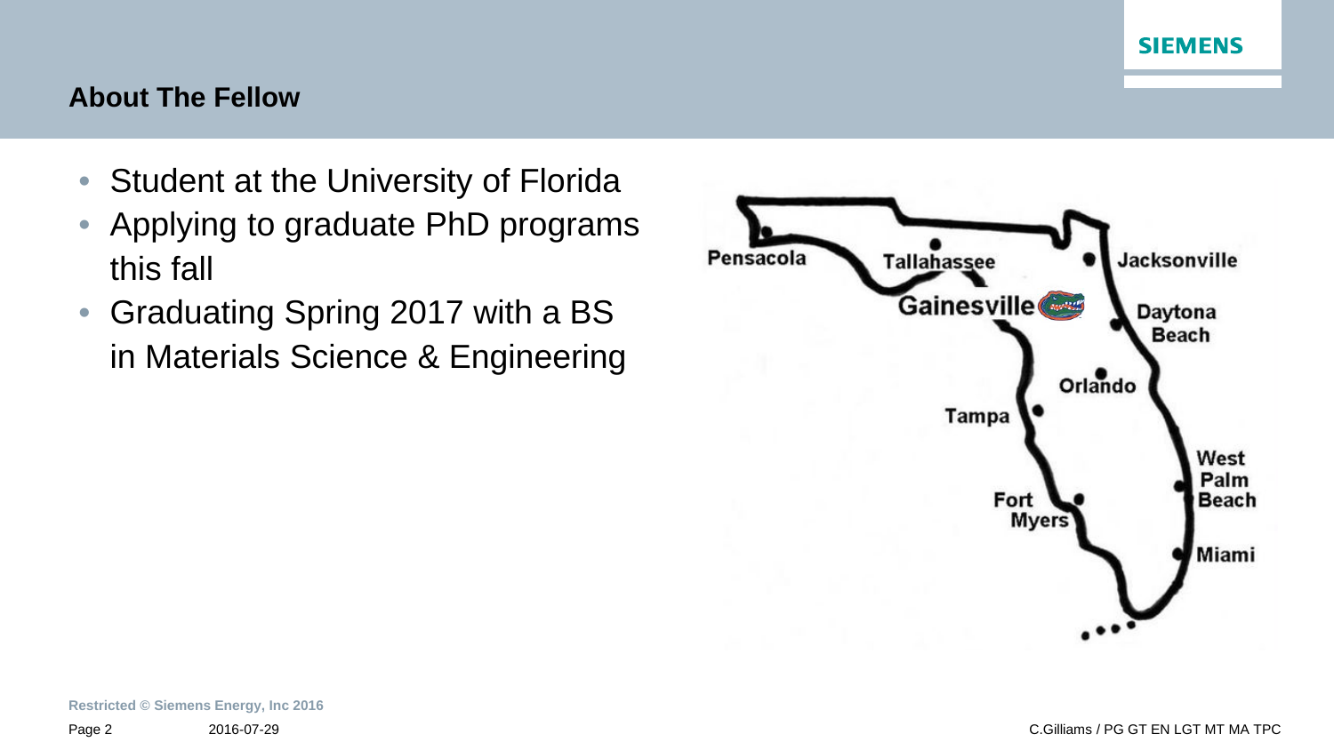## About The Fellow

- Student at the University of Florida
- Applying to graduate PhD programs this fall
- Graduating Spring 2017 with a BS in Materials Science & Engineering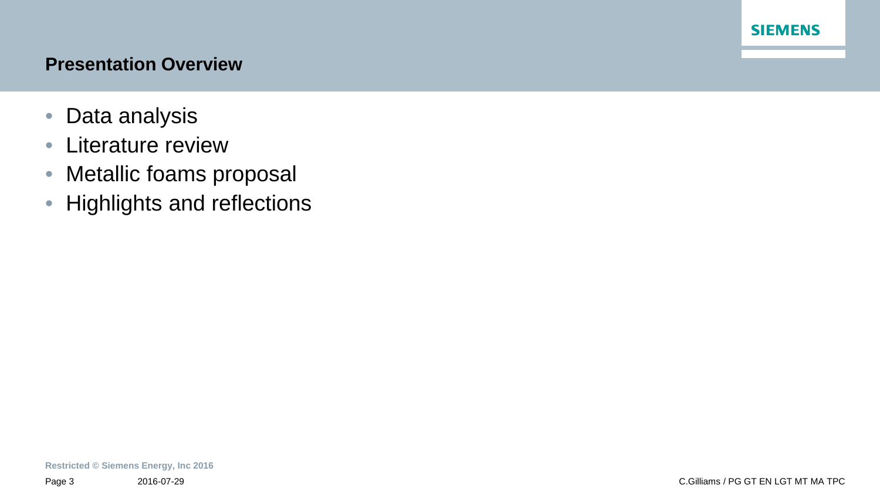## Presentation Overview

- Data analysis
- Literature review
- Metallic foams proposal
- Highlights and reflections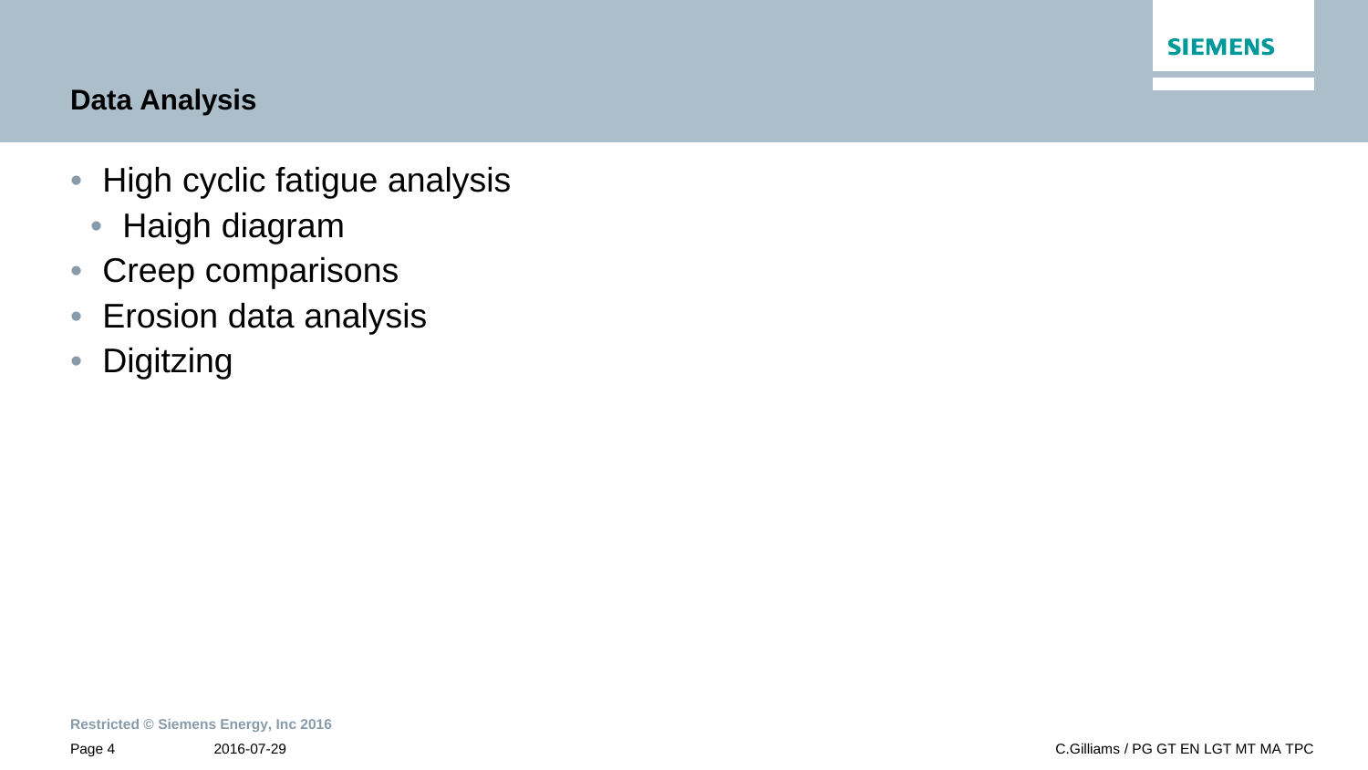## Data Analysis

- High cyclic fatigue analysis
  - Haigh diagram
- Creep comparisons
- Erosion data analysis
- Digitzing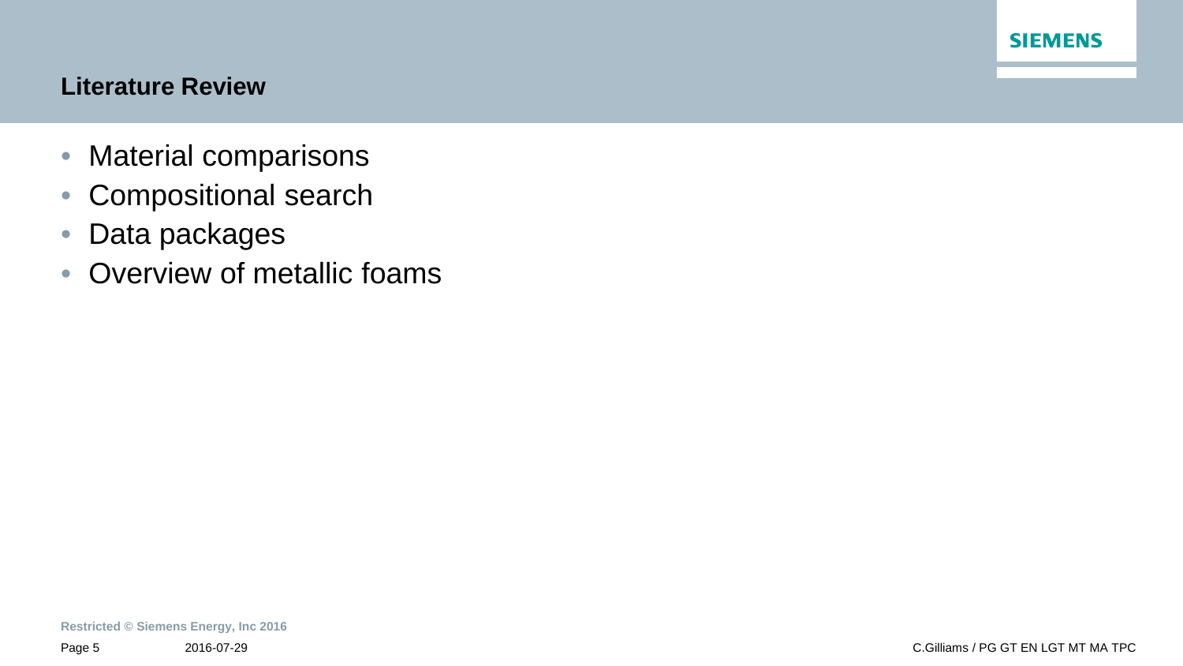## Literature Review

- Material comparisons
- Compositional search
- Data packages
- Overview of metallic foams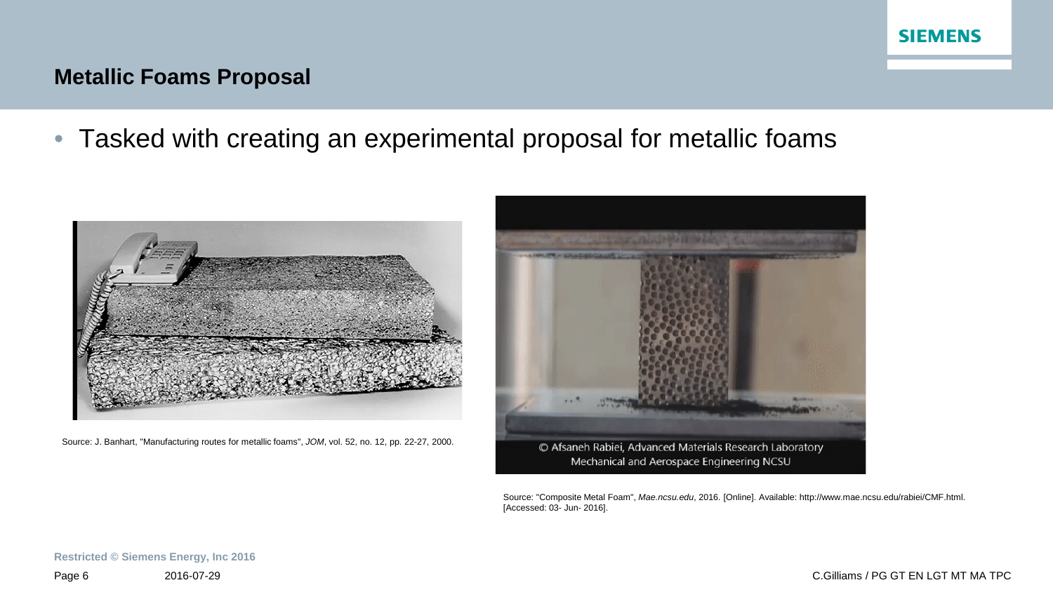## Metallic Foams Proposal

- Tasked with creating an experimental proposal for metallic foams

Source: J. Banhart, "Manufacturing routes for metallic foams", *JOM*, vol. 52, no. 12, pp. 22-27, 2000.

© Afsaneh Rabiei, Advanced Materials Research Laboratory Mechanical and Aerospace Engineering NCSU

Source: "Composite Metal Foam", *Mae.ncsu.edu*, 2016. [Online]. Available: http://www.mae.ncsu.edu/rabiei/CMF.html. [Accessed: 03- Jun- 2016].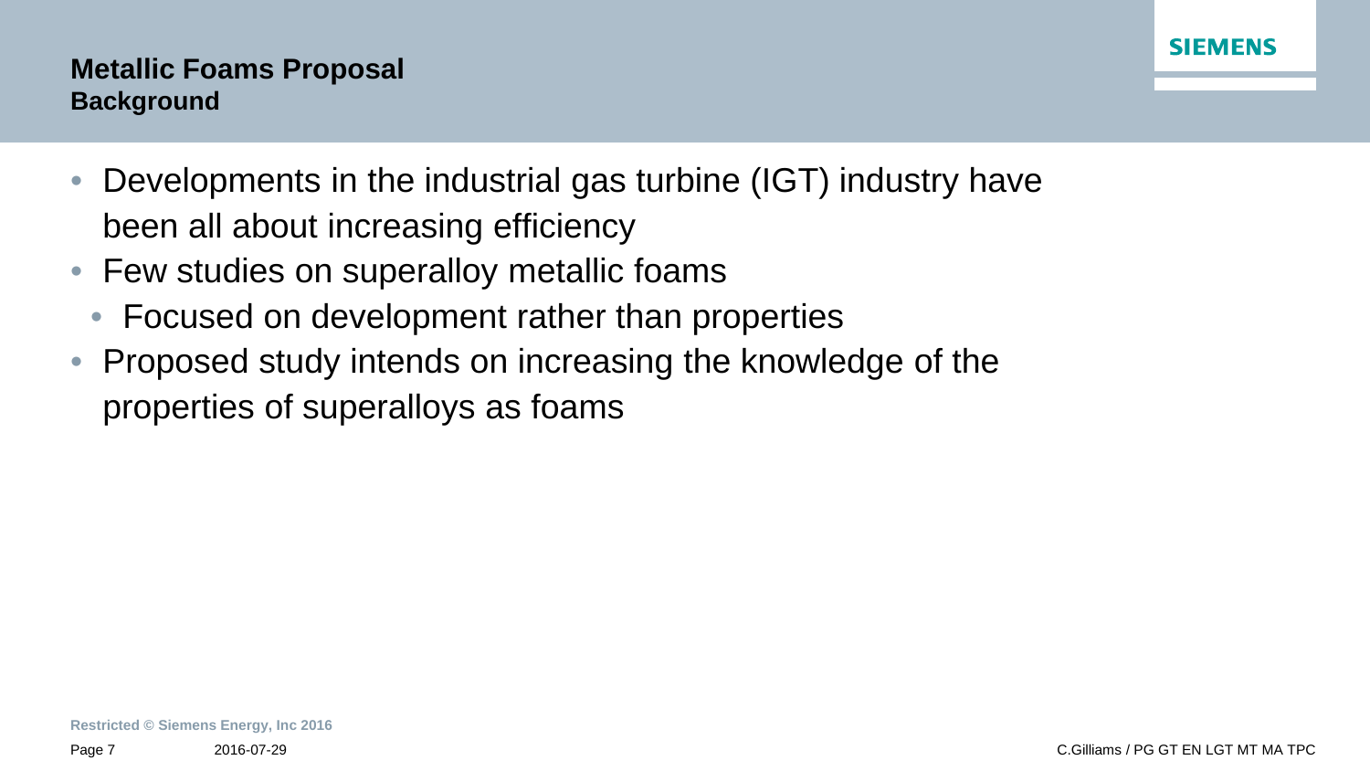# Metallic Foams Proposal

## Background

- Developments in the industrial gas turbine (IGT) industry have been all about increasing efficiency
- Few studies on superalloy metallic foams
  - Focused on development rather than properties
- Proposed study intends on increasing the knowledge of the properties of superalloys as foams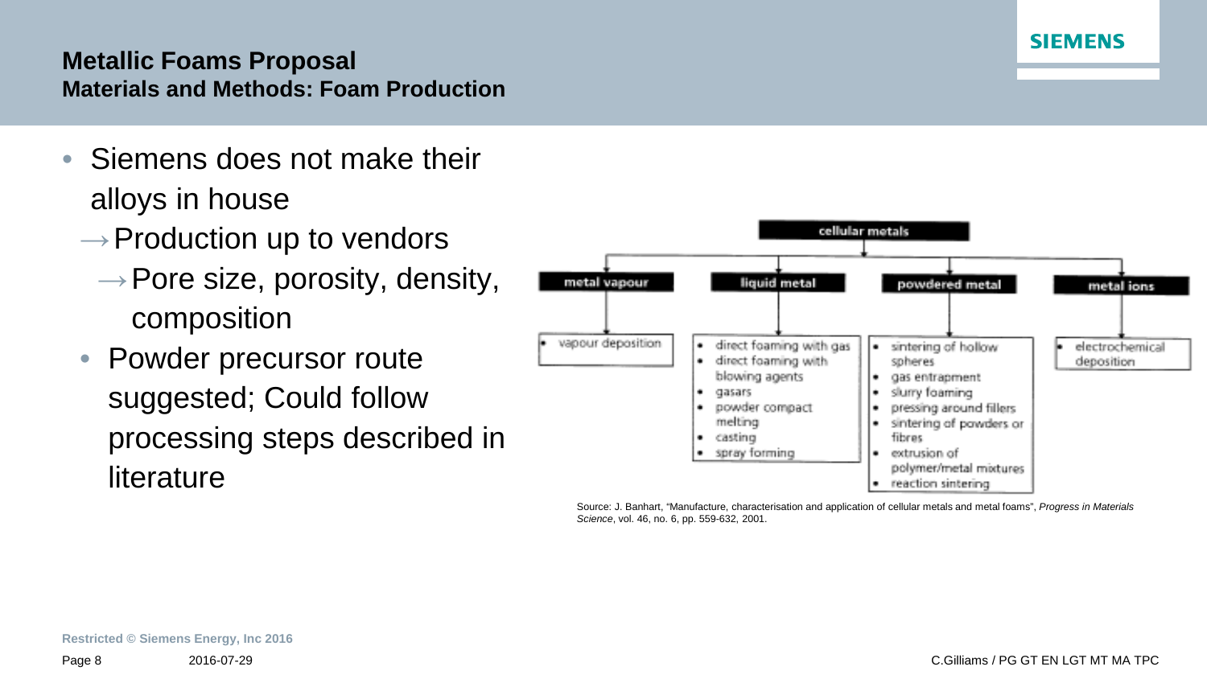# Metallic Foams Proposal

## Materials and Methods: Foam Production

- Siemens does not make their alloys in house
  - → Production up to vendors
    - → Pore size, porosity, density, composition
  - Powder precursor route suggested; Could follow processing steps described in literature

**cellular metals**

| metal vapour | liquid metal | powdered metal | metal ions |
|---|---|---|---|
| • vapour deposition | • direct foaming with gas<br>• direct foaming with blowing agents<br>• gasars<br>• powder compact melting<br>• casting<br>• spray forming | • sintering of hollow spheres<br>• gas entrapment<br>• slurry foaming<br>• pressing around fillers<br>• sintering of powders or fibres<br>• extrusion of polymer/metal mixtures<br>• reaction sintering | • electrochemical deposition |

Source: J. Banhart, "Manufacture, characterisation and application of cellular metals and metal foams", *Progress in Materials Science*, vol. 46, no. 6, pp. 559-632, 2001.

Restricted © Siemens Energy, Inc 2016

2016-07-29

C.Gilliams / PG GT EN LGT MT MA TPC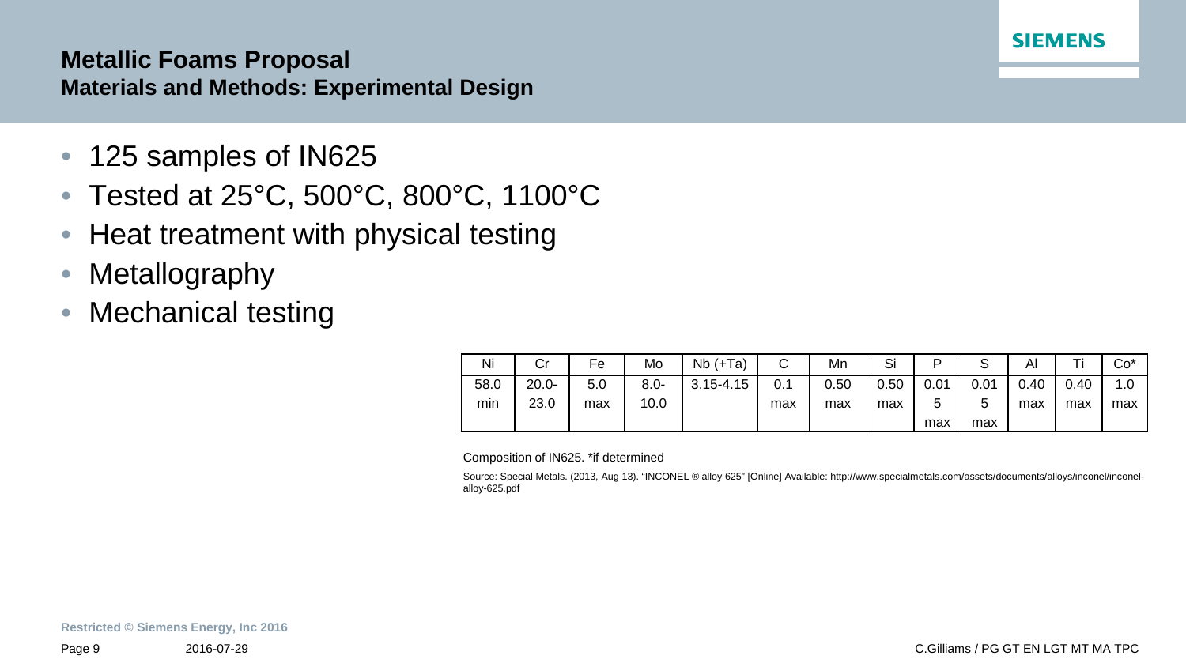# Metallic Foams Proposal

## Materials and Methods: Experimental Design

- 125 samples of IN625
- Tested at 25°C, 500°C, 800°C, 1100°C
- Heat treatment with physical testing
- Metallography
- Mechanical testing

| Ni | Cr | Fe | Mo | Nb (+Ta) | C | Mn | Si | P | S | Al | Ti | Co* |
|---|---|---|---|---|---|---|---|---|---|---|---|---|
| 58.0 min | 20.0-23.0 | 5.0 max | 8.0-10.0 | 3.15-4.15 | 0.1 max | 0.50 max | 0.50 max | 0.015 max | 0.015 max | 0.40 max | 0.40 max | 1.0 max |

Composition of IN625. *if determined

Source: Special Metals. (2013, Aug 13). "INCONEL ® alloy 625" [Online] Available: http://www.specialmetals.com/assets/documents/alloys/inconel/inconel-alloy-625.pdf

Restricted © Siemens Energy, Inc 2016

2016-07-29

C.Gilliams / PG GT EN LGT MT MA TPC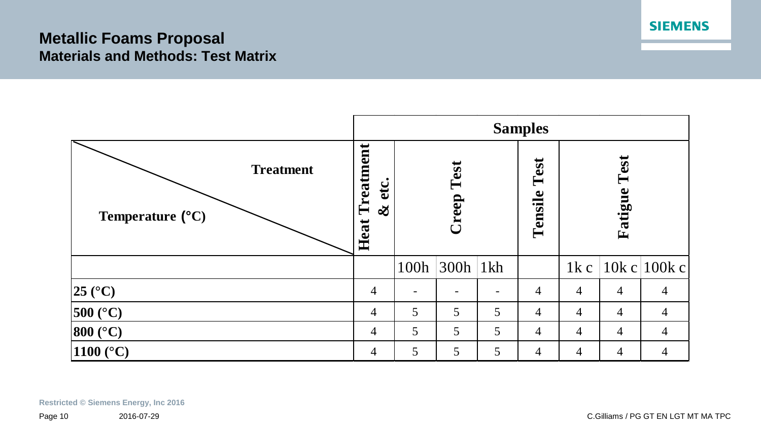# Metallic Foams Proposal

## Materials and Methods: Test Matrix

| Treatment / Temperature (°C) | Samples | | | | | | | |
|---|---|---|---|---|---|---|---|---|
| | Heat Treatment & etc. | Creep Test | | | Tensile Test | Fatigue Test | | |
| | | 100h | 300h | 1kh | | 1k c | 10k c | 100k c |
| **25 (°C)** | 4 | - | - | - | 4 | 4 | 4 | 4 |
| **500 (°C)** | 4 | 5 | 5 | 5 | 4 | 4 | 4 | 4 |
| **800 (°C)** | 4 | 5 | 5 | 5 | 4 | 4 | 4 | 4 |
| **1100 (°C)** | 4 | 5 | 5 | 5 | 4 | 4 | 4 | 4 |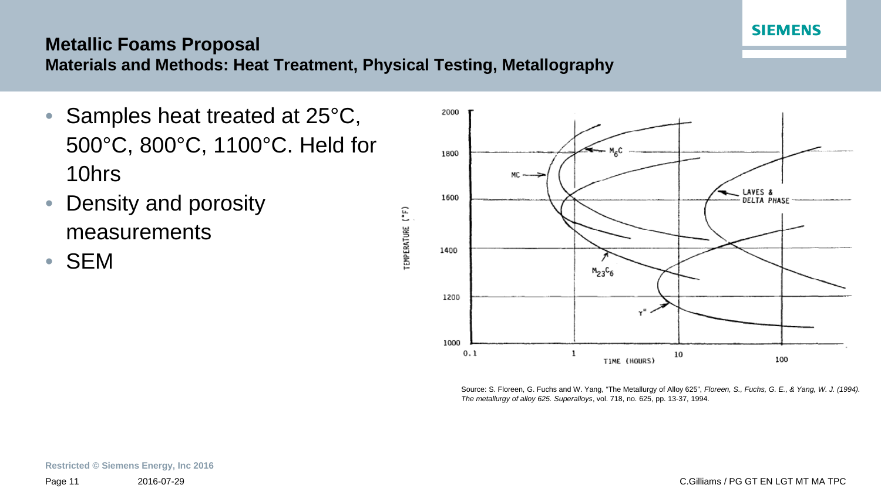## Metallic Foams Proposal

### Materials and Methods: Heat Treatment, Physical Testing, Metallography

- Samples heat treated at 25°C, 500°C, 800°C, 1100°C. Held for 10hrs
- Density and porosity measurements
- SEM

Source: S. Floreen, G. Fuchs and W. Yang, "The Metallurgy of Alloy 625", *Floreen, S., Fuchs, G. E., & Yang, W. J. (1994). The metallurgy of alloy 625. Superalloys*, vol. 718, no. 625, pp. 13-37, 1994.

Restricted © Siemens Energy, Inc 2016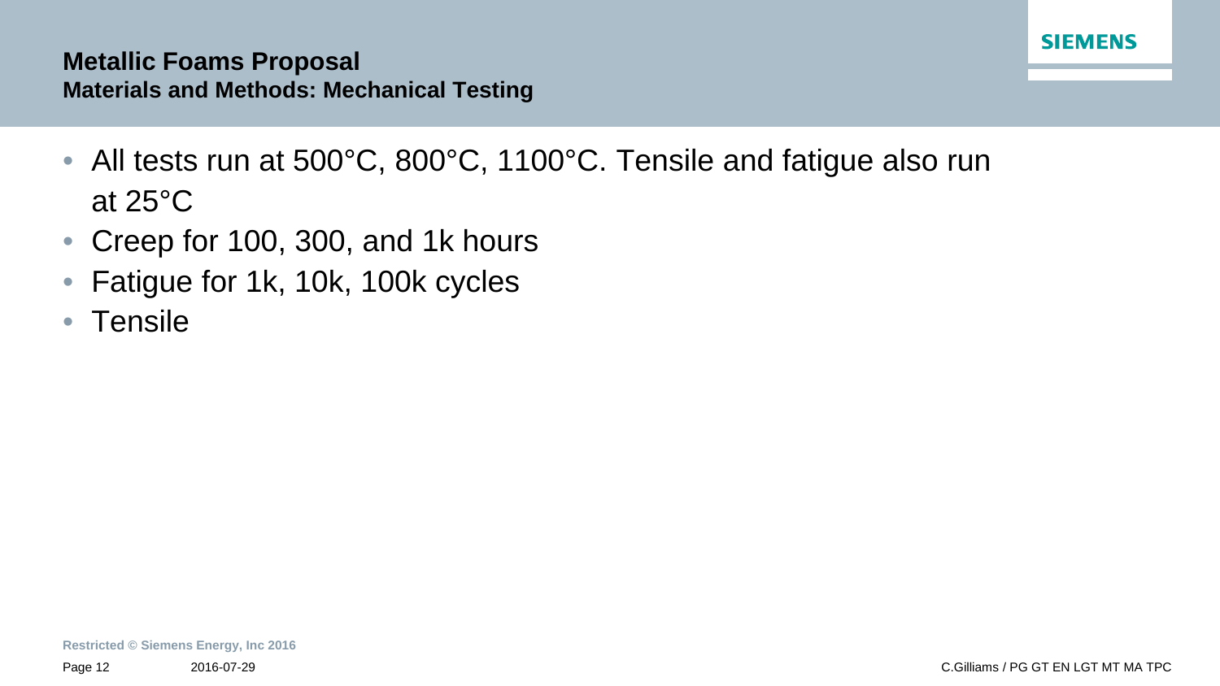## Metallic Foams Proposal

### Materials and Methods: Mechanical Testing

- All tests run at 500°C, 800°C, 1100°C. Tensile and fatigue also run at 25°C
- Creep for 100, 300, and 1k hours
- Fatigue for 1k, 10k, 100k cycles
- Tensile

Restricted © Siemens Energy, Inc 2016

2016-07-29 C.Gilliams / PG GT EN LGT MT MA TPC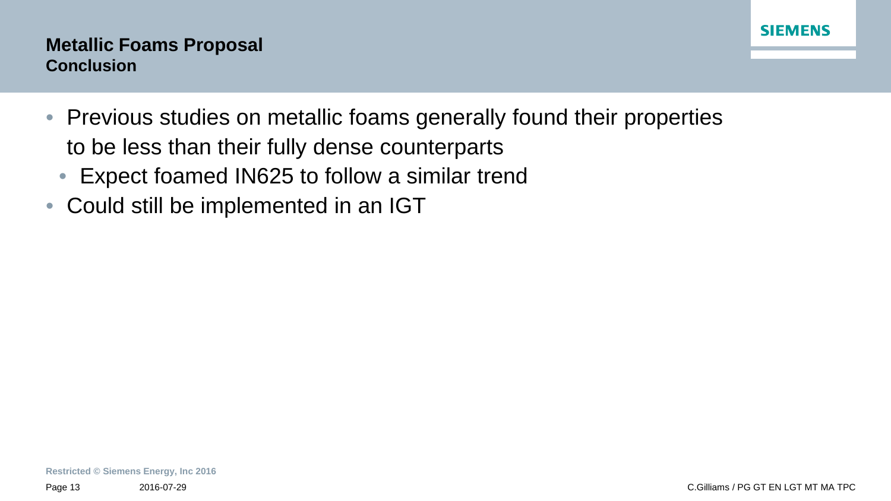## Metallic Foams Proposal
### Conclusion

- Previous studies on metallic foams generally found their properties to be less than their fully dense counterparts
  - Expect foamed IN625 to follow a similar trend
- Could still be implemented in an IGT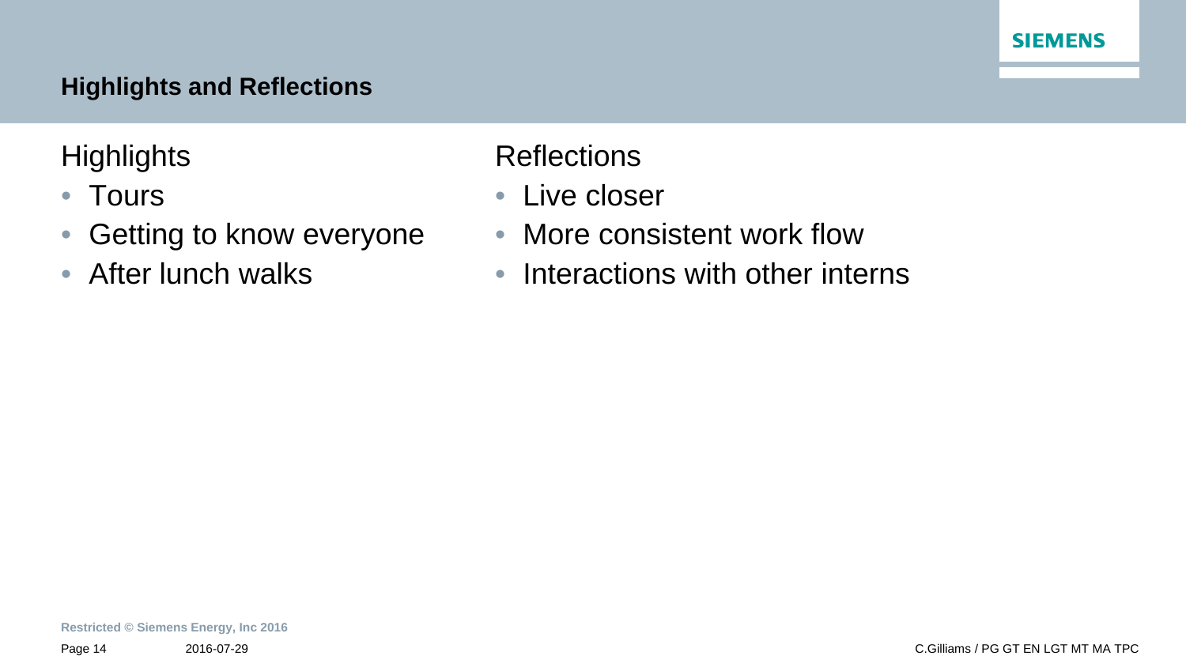## Highlights and Reflections

### Highlights

- Tours
- Getting to know everyone
- After lunch walks

### Reflections

- Live closer
- More consistent work flow
- Interactions with other interns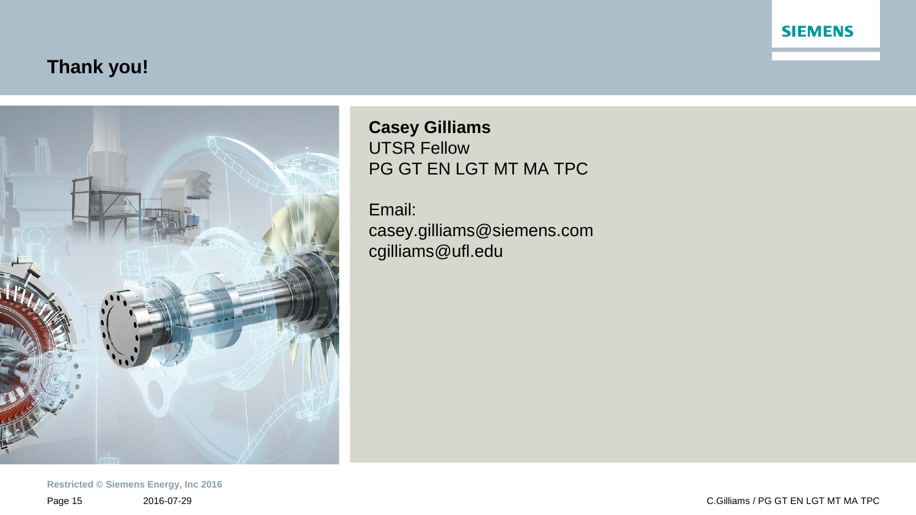# Thank you!

**Casey Gilliams**
UTSR Fellow
PG GT EN LGT MT MA TPC

Email:
casey.gilliams@siemens.com
cgilliams@ufl.edu

Restricted © Siemens Energy, Inc 2016